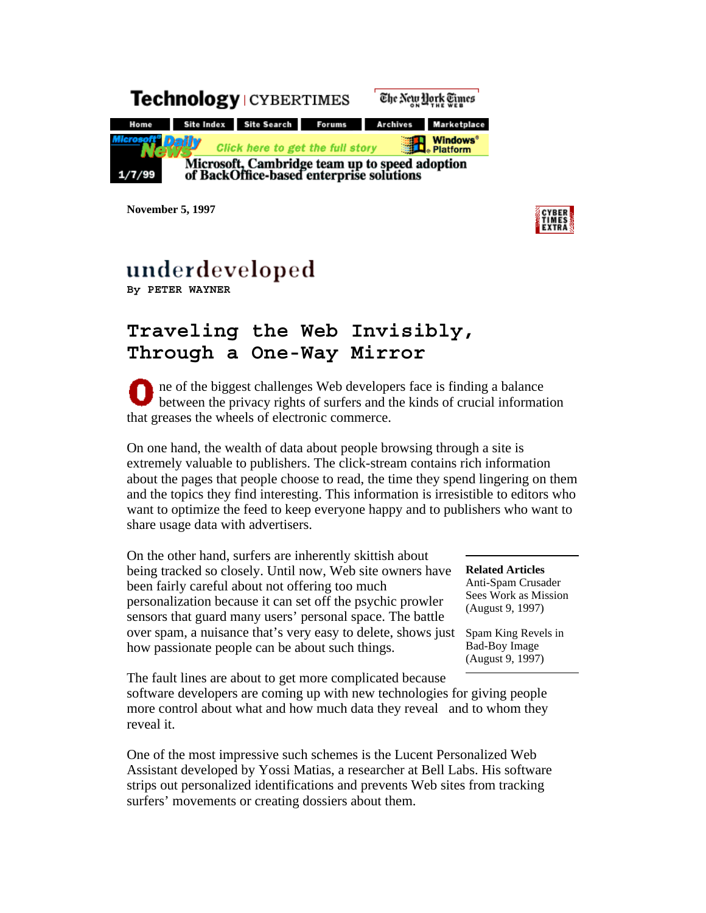# Technology | CYBERTIMES

The New York Times ON THE WEB

Home | Site Index | Site Search | Forums | Archives | Marketplace

Microsoft Daily News — Click here to get the full story — Windows Platform

1/7/99 Microsoft, Cambridge team up to speed adoption of BackOffice-based enterprise solutions

**November 5, 1997**

CYBER TIMES EXTRA

## underdeveloped

**By PETER WAYNER**

# Traveling the Web Invisibly, Through a One-Way Mirror

One of the biggest challenges Web developers face is finding a balance between the privacy rights of surfers and the kinds of crucial information that greases the wheels of electronic commerce.

On one hand, the wealth of data about people browsing through a site is extremely valuable to publishers. The click-stream contains rich information about the pages that people choose to read, the time they spend lingering on them and the topics they find interesting. This information is irresistible to editors who want to optimize the feed to keep everyone happy and to publishers who want to share usage data with advertisers.

On the other hand, surfers are inherently skittish about being tracked so closely. Until now, Web site owners have been fairly careful about not offering too much personalization because it can set off the psychic prowler sensors that guard many users' personal space. The battle over spam, a nuisance that's very easy to delete, shows just how passionate people can be about such things.

**Related Articles**

Anti-Spam Crusader Sees Work as Mission (August 9, 1997)

Spam King Revels in Bad-Boy Image (August 9, 1997)

The fault lines are about to get more complicated because software developers are coming up with new technologies for giving people more control about what and how much data they reveal and to whom they reveal it.

One of the most impressive such schemes is the Lucent Personalized Web Assistant developed by Yossi Matias, a researcher at Bell Labs. His software strips out personalized identifications and prevents Web sites from tracking surfers' movements or creating dossiers about them.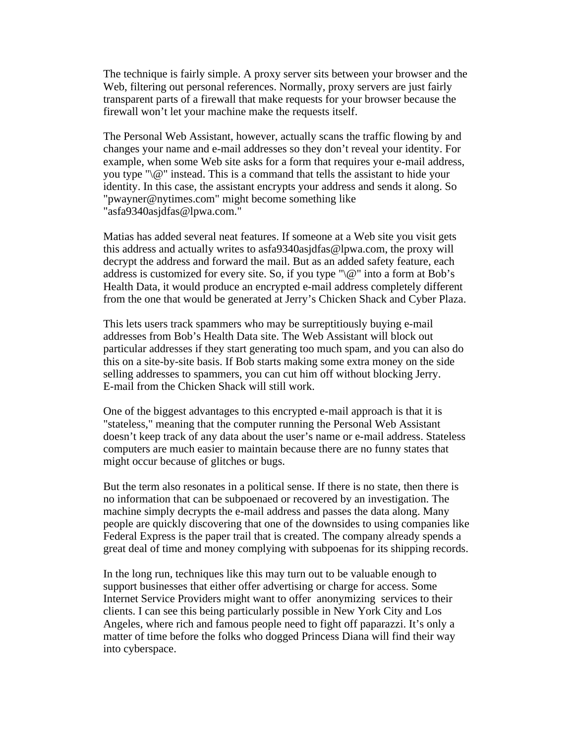The technique is fairly simple. A proxy server sits between your browser and the Web, filtering out personal references. Normally, proxy servers are just fairly transparent parts of a firewall that make requests for your browser because the firewall won't let your machine make the requests itself.

The Personal Web Assistant, however, actually scans the traffic flowing by and changes your name and e-mail addresses so they don't reveal your identity. For example, when some Web site asks for a form that requires your e-mail address, you type "\@" instead. This is a command that tells the assistant to hide your identity. In this case, the assistant encrypts your address and sends it along. So "pwayner@nytimes.com" might become something like "asfa9340asjdfas@lpwa.com."

Matias has added several neat features. If someone at a Web site you visit gets this address and actually writes to asfa9340asjdfas@lpwa.com, the proxy will decrypt the address and forward the mail. But as an added safety feature, each address is customized for every site. So, if you type "\@" into a form at Bob's Health Data, it would produce an encrypted e-mail address completely different from the one that would be generated at Jerry's Chicken Shack and Cyber Plaza.

This lets users track spammers who may be surreptitiously buying e-mail addresses from Bob's Health Data site. The Web Assistant will block out particular addresses if they start generating too much spam, and you can also do this on a site-by-site basis. If Bob starts making some extra money on the side selling addresses to spammers, you can cut him off without blocking Jerry. E-mail from the Chicken Shack will still work.

One of the biggest advantages to this encrypted e-mail approach is that it is "stateless," meaning that the computer running the Personal Web Assistant doesn't keep track of any data about the user's name or e-mail address. Stateless computers are much easier to maintain because there are no funny states that might occur because of glitches or bugs.

But the term also resonates in a political sense. If there is no state, then there is no information that can be subpoenaed or recovered by an investigation. The machine simply decrypts the e-mail address and passes the data along. Many people are quickly discovering that one of the downsides to using companies like Federal Express is the paper trail that is created. The company already spends a great deal of time and money complying with subpoenas for its shipping records.

In the long run, techniques like this may turn out to be valuable enough to support businesses that either offer advertising or charge for access. Some Internet Service Providers might want to offer anonymizing services to their clients. I can see this being particularly possible in New York City and Los Angeles, where rich and famous people need to fight off paparazzi. It's only a matter of time before the folks who dogged Princess Diana will find their way into cyberspace.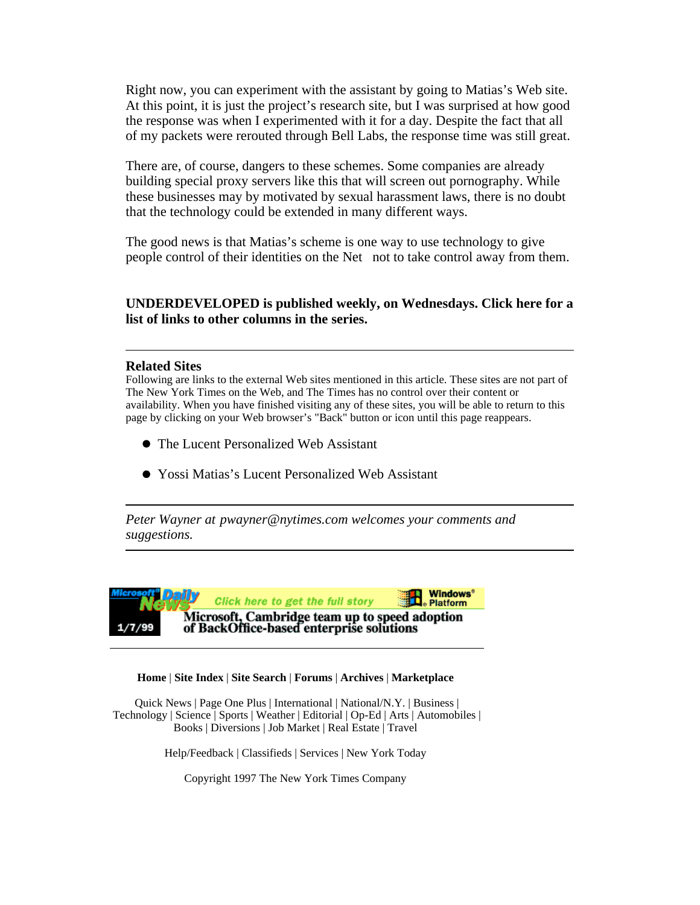Right now, you can experiment with the assistant by going to Matias's Web site. At this point, it is just the project's research site, but I was surprised at how good the response was when I experimented with it for a day. Despite the fact that all of my packets were rerouted through Bell Labs, the response time was still great.

There are, of course, dangers to these schemes. Some companies are already building special proxy servers like this that will screen out pornography. While these businesses may by motivated by sexual harassment laws, there is no doubt that the technology could be extended in many different ways.

The good news is that Matias's scheme is one way to use technology to give people control of their identities on the Net   not to take control away from them.

**UNDERDEVELOPED is published weekly, on Wednesdays. Click here for a list of links to other columns in the series.**

---

**Related Sites**

Following are links to the external Web sites mentioned in this article. These sites are not part of The New York Times on the Web, and The Times has no control over their content or availability. When you have finished visiting any of these sites, you will be able to return to this page by clicking on your Web browser's "Back" button or icon until this page reappears.

- The Lucent Personalized Web Assistant
- Yossi Matias's Lucent Personalized Web Assistant

---

*Peter Wayner at pwayner@nytimes.com welcomes your comments and suggestions.*

---

Microsoft Daily News  Click here to get the full story  Windows Platform

1/7/99  Microsoft, Cambridge team up to speed adoption of BackOffice-based enterprise solutions

---

**Home** | **Site Index** | **Site Search** | **Forums** | **Archives** | **Marketplace**

Quick News | Page One Plus | International | National/N.Y. | Business | Technology | Science | Sports | Weather | Editorial | Op-Ed | Arts | Automobiles | Books | Diversions | Job Market | Real Estate | Travel

Help/Feedback | Classifieds | Services | New York Today

Copyright 1997 The New York Times Company